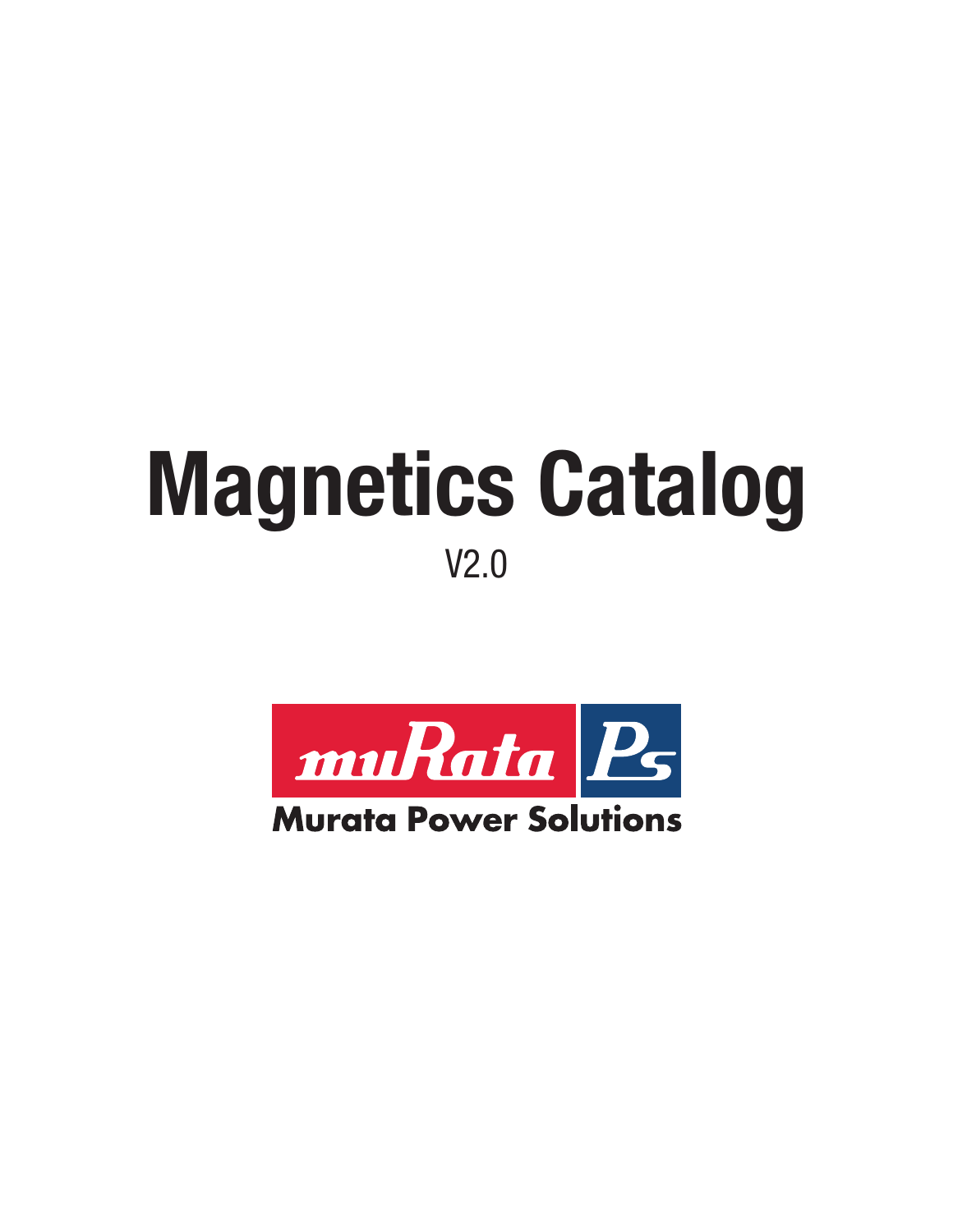# Magnetics Catalog

V2.0

muRata Ps

Murata Power Solutions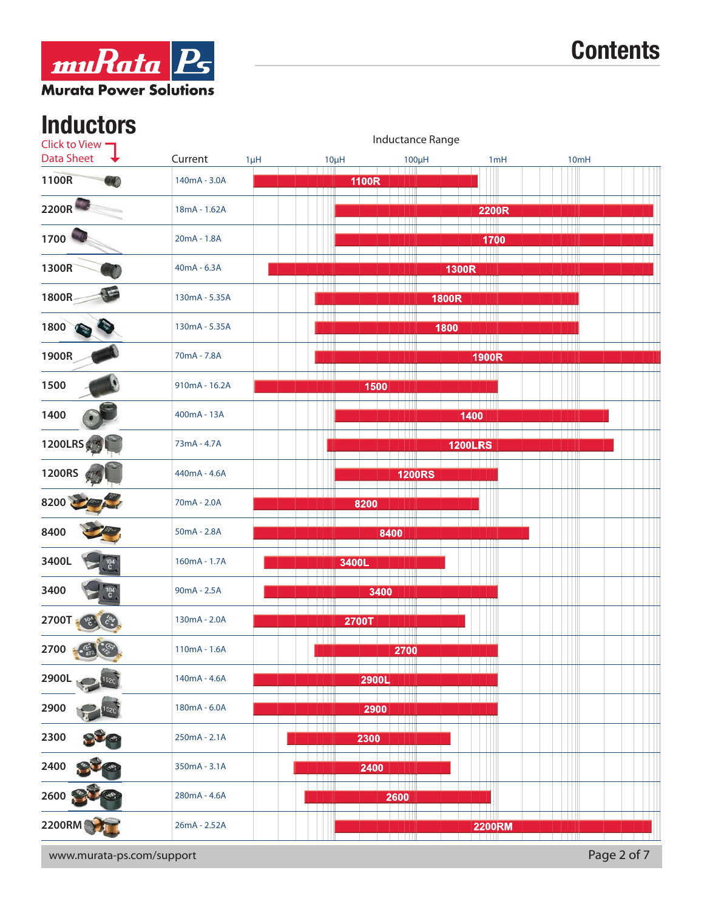# Contents

Murata Power Solutions

## Inductors

Click to View Data Sheet

| Part | Current | Inductance Range |
|---|---|---|
| 1100R | 140mA - 3.0A | 1100R |
| 2200R | 18mA - 1.62A | 2200R |
| 1700 | 20mA - 1.8A | 1700 |
| 1300R | 40mA - 6.3A | 1300R |
| 1800R | 130mA - 5.35A | 1800R |
| 1800 | 130mA - 5.35A | 1800 |
| 1900R | 70mA - 7.8A | 1900R |
| 1500 | 910mA - 16.2A | 1500 |
| 1400 | 400mA - 13A | 1400 |
| 1200LRS | 73mA - 4.7A | 1200LRS |
| 1200RS | 440mA - 4.6A | 1200RS |
| 8200 | 70mA - 2.0A | 8200 |
| 8400 | 50mA - 2.8A | 8400 |
| 3400L | 160mA - 1.7A | 3400L |
| 3400 | 90mA - 2.5A | 3400 |
| 2700T | 130mA - 2.0A | 2700T |
| 2700 | 110mA - 1.6A | 2700 |
| 2900L | 140mA - 4.6A | 2900L |
| 2900 | 180mA - 6.0A | 2900 |
| 2300 | 250mA - 2.1A | 2300 |
| 2400 | 350mA - 3.1A | 2400 |
| 2600 | 280mA - 4.6A | 2600 |
| 2200RM | 26mA - 2.52A | 2200RM |

Inductance Range axis: 1µH, 10µH, 100µH, 1mH, 10mH

www.murata-ps.com/support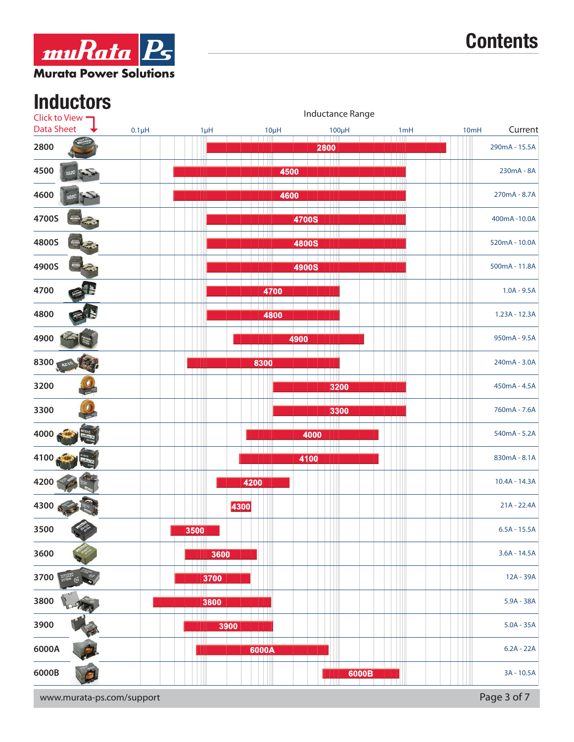# Contents

**Murata Power Solutions**

## Inductors

Click to View Data Sheet

Inductance Range: 0.1µH – 1µH – 10µH – 100µH – 1mH – 10mH

| Series | Current |
|---|---|
| 2800 | 290mA - 15.5A |
| 4500 | 230mA - 8A |
| 4600 | 270mA - 8.7A |
| 4700S | 400mA -10.0A |
| 4800S | 520mA - 10.0A |
| 4900S | 500mA - 11.8A |
| 4700 | 1.0A - 9.5A |
| 4800 | 1.23A - 12.3A |
| 4900 | 950mA - 9.5A |
| 8300 | 240mA - 3.0A |
| 3200 | 450mA - 4.5A |
| 3300 | 760mA - 7.6A |
| 4000 | 540mA - 5.2A |
| 4100 | 830mA - 8.1A |
| 4200 | 10.4A - 14.3A |
| 4300 | 21A - 22.4A |
| 3500 | 6.5A - 15.5A |
| 3600 | 3.6A - 14.5A |
| 3700 | 12A - 39A |
| 3800 | 5.9A - 38A |
| 3900 | 5.0A - 35A |
| 6000A | 6.2A - 22A |
| 6000B | 3A - 10.5A |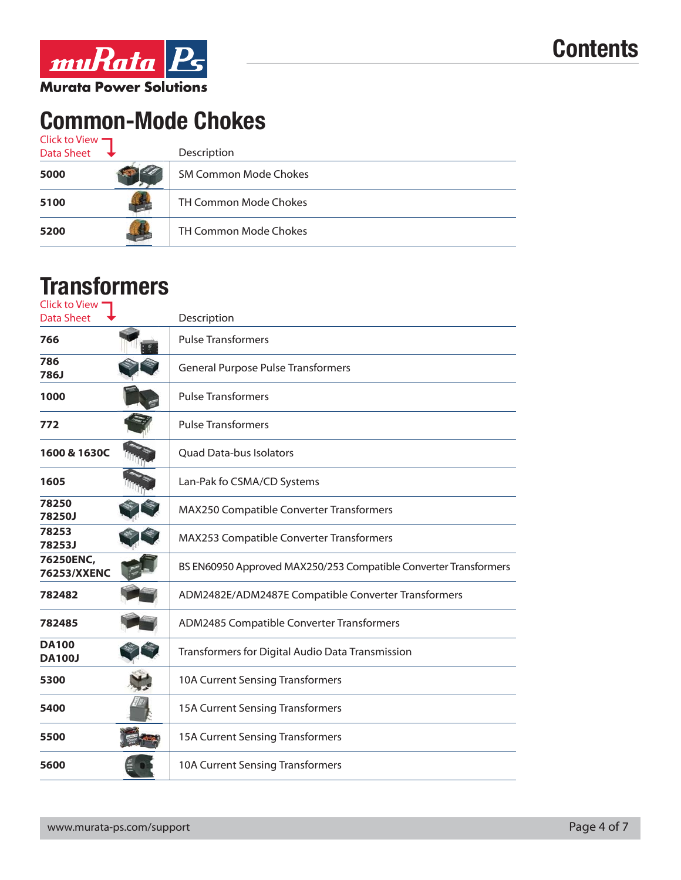# Contents

## Common-Mode Chokes

| Click to View Data Sheet | Description |
|---|---|
| **5000** | SM Common Mode Chokes |
| **5100** | TH Common Mode Chokes |
| **5200** | TH Common Mode Chokes |

## Transformers

| Click to View Data Sheet | Description |
|---|---|
| **766** | Pulse Transformers |
| **786 786J** | General Purpose Pulse Transformers |
| **1000** | Pulse Transformers |
| **772** | Pulse Transformers |
| **1600 & 1630C** | Quad Data-bus Isolators |
| **1605** | Lan-Pak fo CSMA/CD Systems |
| **78250 78250J** | MAX250 Compatible Converter Transformers |
| **78253 78253J** | MAX253 Compatible Converter Transformers |
| **76250ENC, 76253/XXENC** | BS EN60950 Approved MAX250/253 Compatible Converter Transformers |
| **782482** | ADM2482E/ADM2487E Compatible Converter Transformers |
| **782485** | ADM2485 Compatible Converter Transformers |
| **DA100 DA100J** | Transformers for Digital Audio Data Transmission |
| **5300** | 10A Current Sensing Transformers |
| **5400** | 15A Current Sensing Transformers |
| **5500** | 15A Current Sensing Transformers |
| **5600** | 10A Current Sensing Transformers |

www.murata-ps.com/support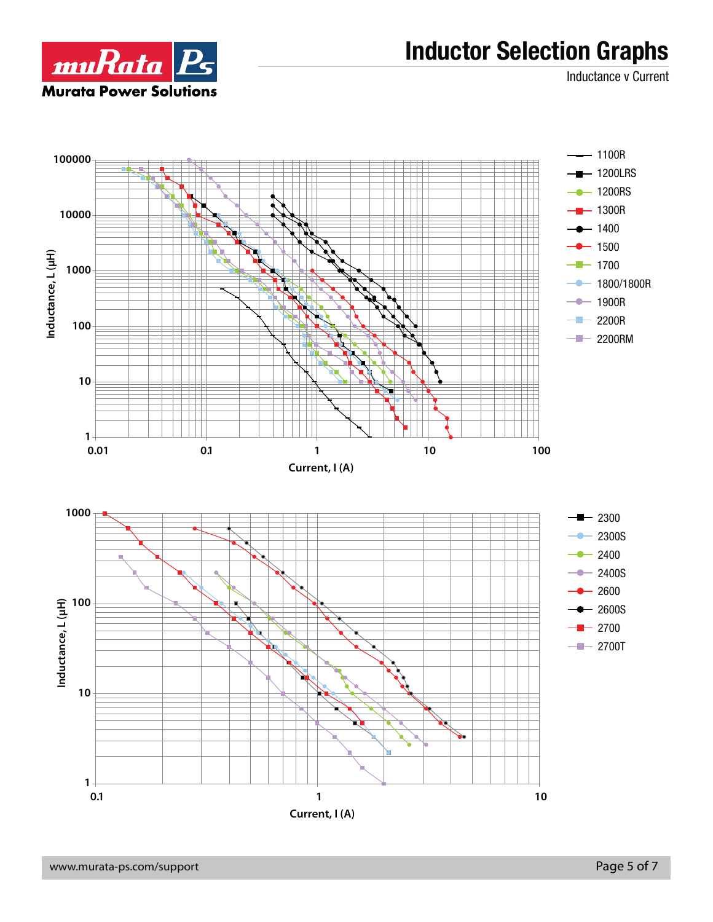# Inductor Selection Graphs

Inductance v Current

Inductance, L (µH)

100000
10000
1000
100
10
1

0.01 0.1 1 10 100

Current, I (A)

- 1100R
- 1200LRS
- 1200RS
- 1300R
- 1400
- 1500
- 1700
- 1800/1800R
- 1900R
- 2200R
- 2200RM

Inductance, L (µH)

1000
100
10
1

0.1 1 10

Current, I (A)

- 2300
- 2300S
- 2400
- 2400S
- 2600
- 2600S
- 2700
- 2700T

www.murata-ps.com/support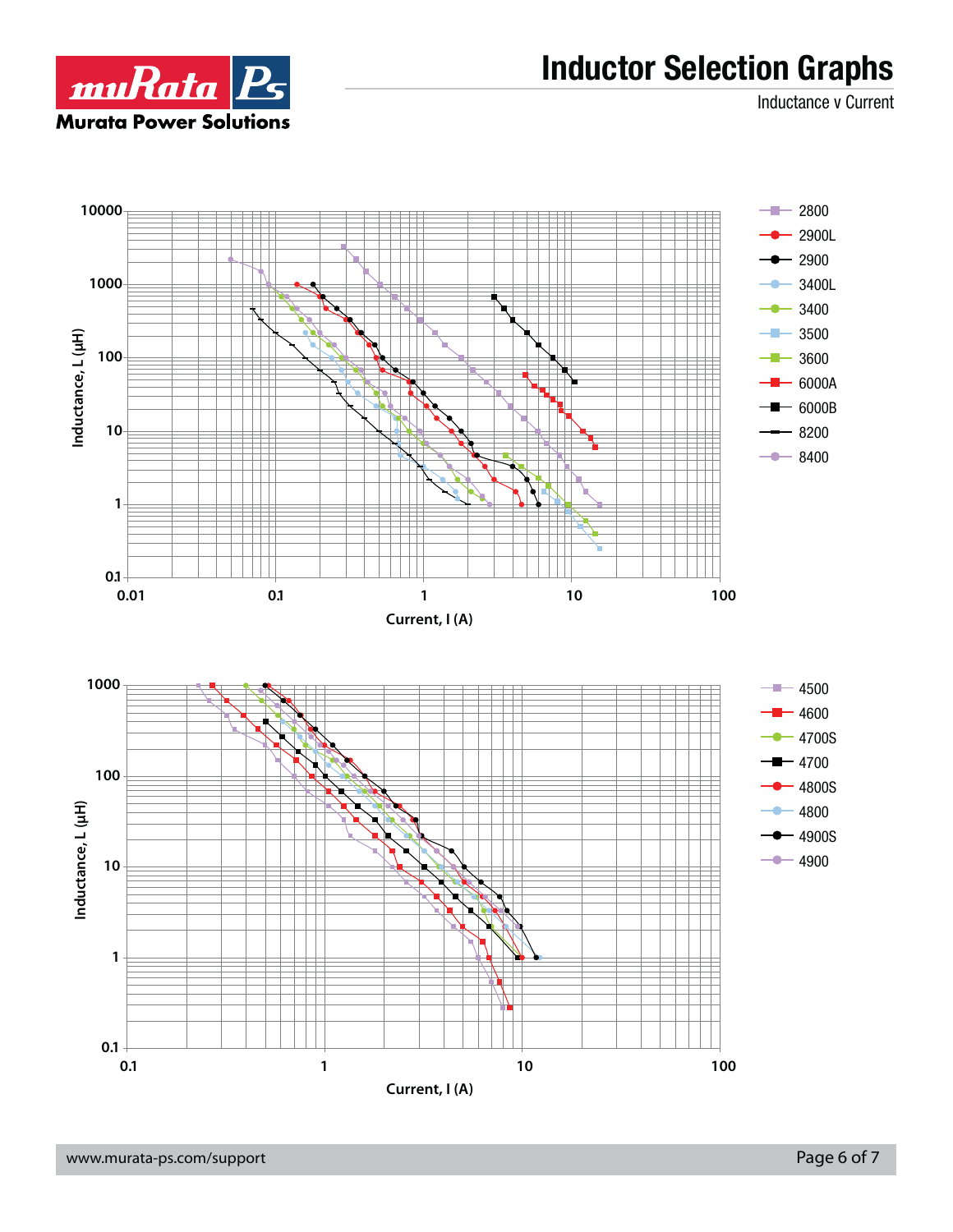# Inductor Selection Graphs

Inductance v Current

Inductance, L (µH)

10000, 1000, 100, 10, 1, 0.1

0.01, 0.1, 1, 10, 100

Current, I (A)

- 2800
- 2900L
- 2900
- 3400L
- 3400
- 3500
- 3600
- 6000A
- 6000B
- 8200
- 8400

Inductance, L (µH)

1000, 100, 10, 1, 0.1

0.1, 1, 10, 100

Current, I (A)

- 4500
- 4600
- 4700S
- 4700
- 4800S
- 4800
- 4900S
- 4900

www.murata-ps.com/support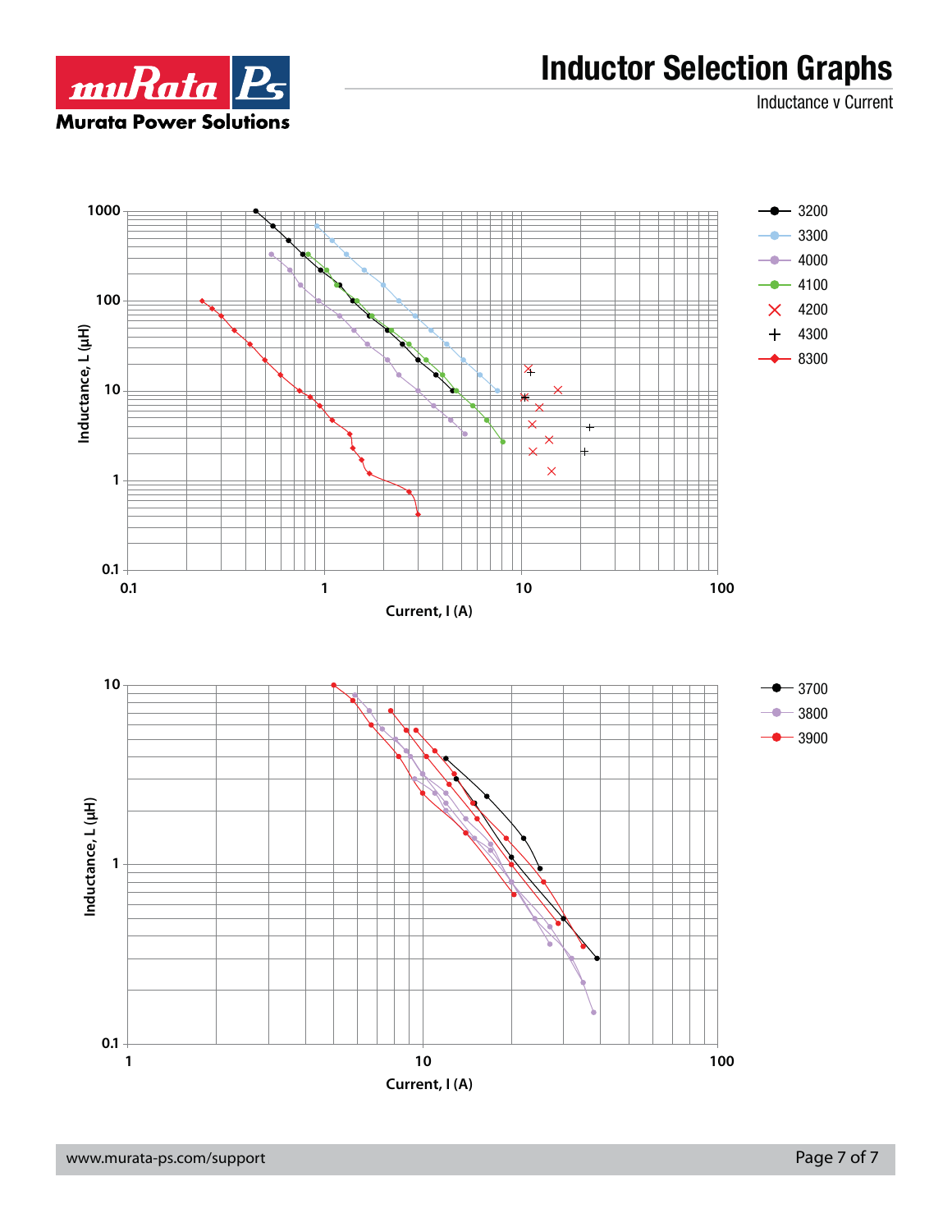# Inductor Selection Graphs

Inductance v Current

1000
100
10
1
0.1
Inductance, L (µH)
0.1
1
10
100
Current, I (A)

3200
3300
4000
4100
4200
4300
8300

10
1
0.1
Inductance, L (µH)
1
10
100
Current, I (A)

3700
3800
3900

www.murata-ps.com/support